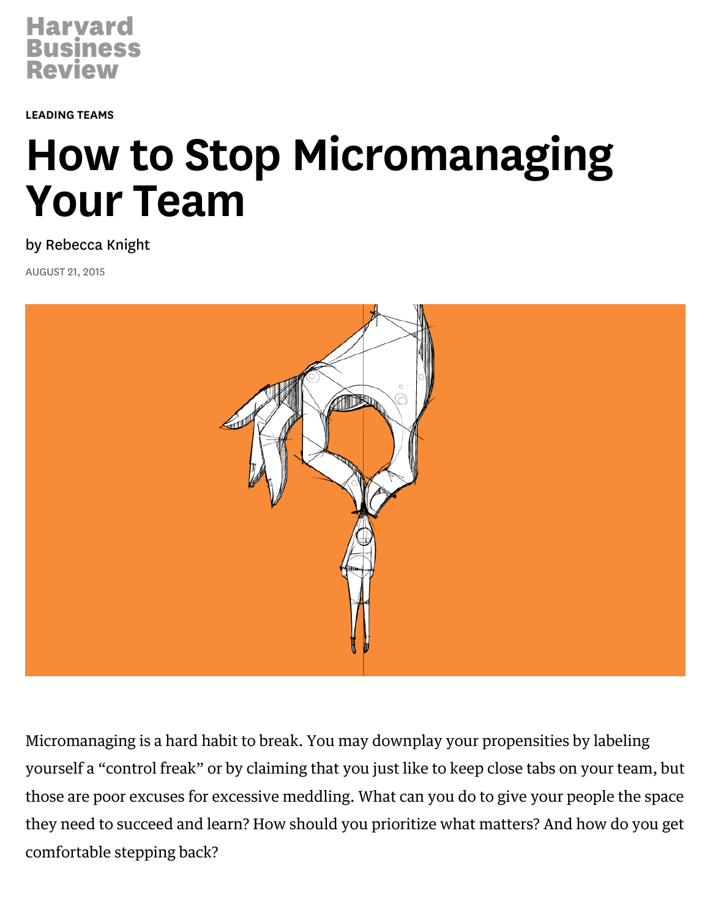Harvard Business Review

LEADING TEAMS

# How to Stop Micromanaging Your Team

by Rebecca Knight

AUGUST 21, 2015

Micromanaging is a hard habit to break. You may downplay your propensities by labeling yourself a “control freak” or by claiming that you just like to keep close tabs on your team, but those are poor excuses for excessive meddling. What can you do to give your people the space they need to succeed and learn? How should you prioritize what matters? And how do you get comfortable stepping back?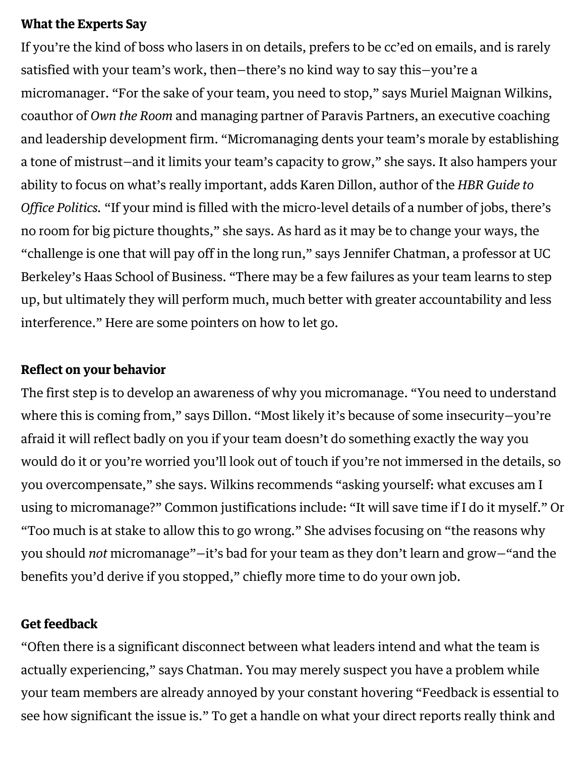**What the Experts Say**

If you're the kind of boss who lasers in on details, prefers to be cc'ed on emails, and is rarely satisfied with your team's work, then—there's no kind way to say this—you're a micromanager. "For the sake of your team, you need to stop," says Muriel Maignan Wilkins, coauthor of *Own the Room* and managing partner of Paravis Partners, an executive coaching and leadership development firm. "Micromanaging dents your team's morale by establishing a tone of mistrust—and it limits your team's capacity to grow," she says. It also hampers your ability to focus on what's really important, adds Karen Dillon, author of the *HBR Guide to Office Politics.* "If your mind is filled with the micro-level details of a number of jobs, there's no room for big picture thoughts," she says. As hard as it may be to change your ways, the "challenge is one that will pay off in the long run," says Jennifer Chatman, a professor at UC Berkeley's Haas School of Business. "There may be a few failures as your team learns to step up, but ultimately they will perform much, much better with greater accountability and less interference." Here are some pointers on how to let go.

**Reflect on your behavior**

The first step is to develop an awareness of why you micromanage. "You need to understand where this is coming from," says Dillon. "Most likely it's because of some insecurity—you're afraid it will reflect badly on you if your team doesn't do something exactly the way you would do it or you're worried you'll look out of touch if you're not immersed in the details, so you overcompensate," she says. Wilkins recommends "asking yourself: what excuses am I using to micromanage?" Common justifications include: "It will save time if I do it myself." Or "Too much is at stake to allow this to go wrong." She advises focusing on "the reasons why you should *not* micromanage"—it's bad for your team as they don't learn and grow—"and the benefits you'd derive if you stopped," chiefly more time to do your own job.

**Get feedback**

"Often there is a significant disconnect between what leaders intend and what the team is actually experiencing," says Chatman. You may merely suspect you have a problem while your team members are already annoyed by your constant hovering "Feedback is essential to see how significant the issue is." To get a handle on what your direct reports really think and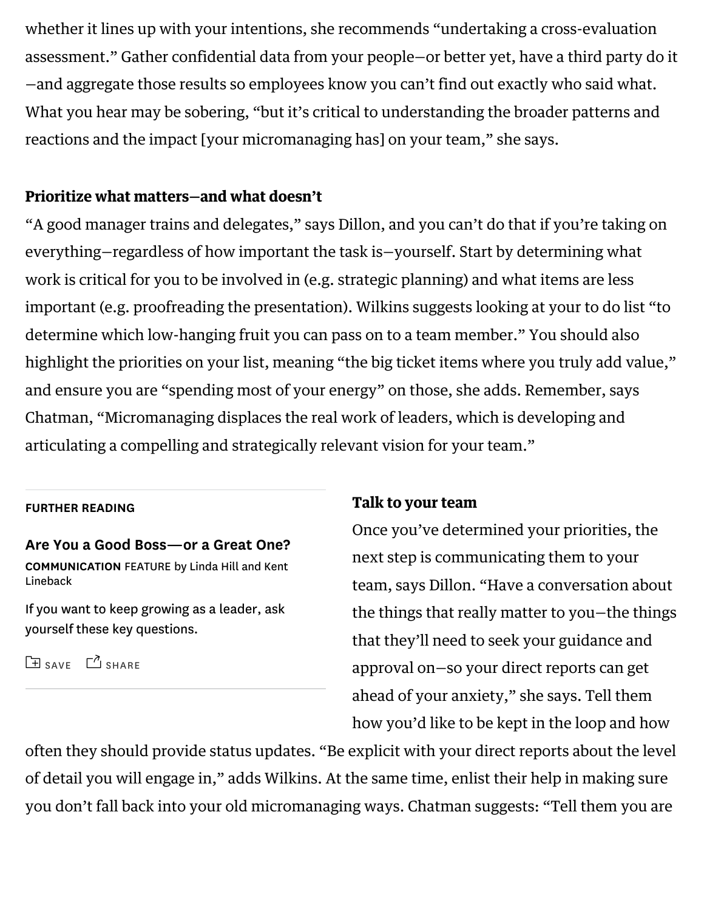whether it lines up with your intentions, she recommends "undertaking a cross-evaluation assessment." Gather confidential data from your people—or better yet, have a third party do it—and aggregate those results so employees know you can't find out exactly who said what. What you hear may be sobering, "but it's critical to understanding the broader patterns and reactions and the impact [your micromanaging has] on your team," she says.

**Prioritize what matters—and what doesn't**

"A good manager trains and delegates," says Dillon, and you can't do that if you're taking on everything—regardless of how important the task is—yourself. Start by determining what work is critical for you to be involved in (e.g. strategic planning) and what items are less important (e.g. proofreading the presentation). Wilkins suggests looking at your to do list "to determine which low-hanging fruit you can pass on to a team member." You should also highlight the priorities on your list, meaning "the big ticket items where you truly add value," and ensure you are "spending most of your energy" on those, she adds. Remember, says Chatman, "Micromanaging displaces the real work of leaders, which is developing and articulating a compelling and strategically relevant vision for your team."

FURTHER READING

**Are You a Good Boss—or a Great One?**

**COMMUNICATION** FEATURE by Linda Hill and Kent Lineback

If you want to keep growing as a leader, ask yourself these key questions.

SAVE SHARE

**Talk to your team**

Once you've determined your priorities, the next step is communicating them to your team, says Dillon. "Have a conversation about the things that really matter to you—the things that they'll need to seek your guidance and approval on—so your direct reports can get ahead of your anxiety," she says. Tell them how you'd like to be kept in the loop and how often they should provide status updates. "Be explicit with your direct reports about the level of detail you will engage in," adds Wilkins. At the same time, enlist their help in making sure you don't fall back into your old micromanaging ways. Chatman suggests: "Tell them you are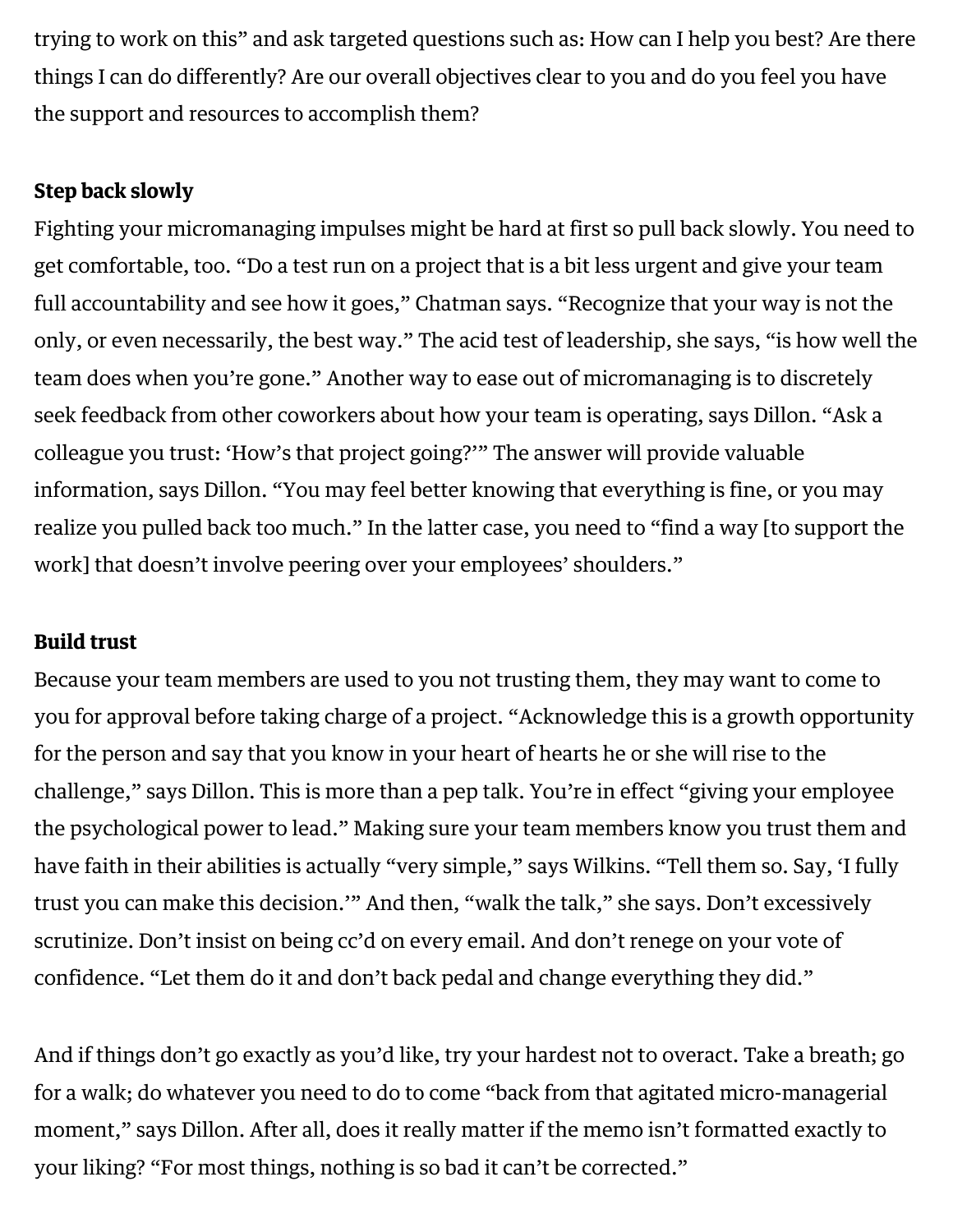trying to work on this" and ask targeted questions such as: How can I help you best? Are there things I can do differently? Are our overall objectives clear to you and do you feel you have the support and resources to accomplish them?

**Step back slowly**

Fighting your micromanaging impulses might be hard at first so pull back slowly. You need to get comfortable, too. "Do a test run on a project that is a bit less urgent and give your team full accountability and see how it goes," Chatman says. "Recognize that your way is not the only, or even necessarily, the best way." The acid test of leadership, she says, "is how well the team does when you're gone." Another way to ease out of micromanaging is to discretely seek feedback from other coworkers about how your team is operating, says Dillon. "Ask a colleague you trust: 'How's that project going?'" The answer will provide valuable information, says Dillon. "You may feel better knowing that everything is fine, or you may realize you pulled back too much." In the latter case, you need to "find a way [to support the work] that doesn't involve peering over your employees' shoulders."

**Build trust**

Because your team members are used to you not trusting them, they may want to come to you for approval before taking charge of a project. "Acknowledge this is a growth opportunity for the person and say that you know in your heart of hearts he or she will rise to the challenge," says Dillon. This is more than a pep talk. You're in effect "giving your employee the psychological power to lead." Making sure your team members know you trust them and have faith in their abilities is actually "very simple," says Wilkins. "Tell them so. Say, 'I fully trust you can make this decision.'" And then, "walk the talk," she says. Don't excessively scrutinize. Don't insist on being cc'd on every email. And don't renege on your vote of confidence. "Let them do it and don't back pedal and change everything they did."

And if things don't go exactly as you'd like, try your hardest not to overact. Take a breath; go for a walk; do whatever you need to do to come "back from that agitated micro-managerial moment," says Dillon. After all, does it really matter if the memo isn't formatted exactly to your liking? "For most things, nothing is so bad it can't be corrected."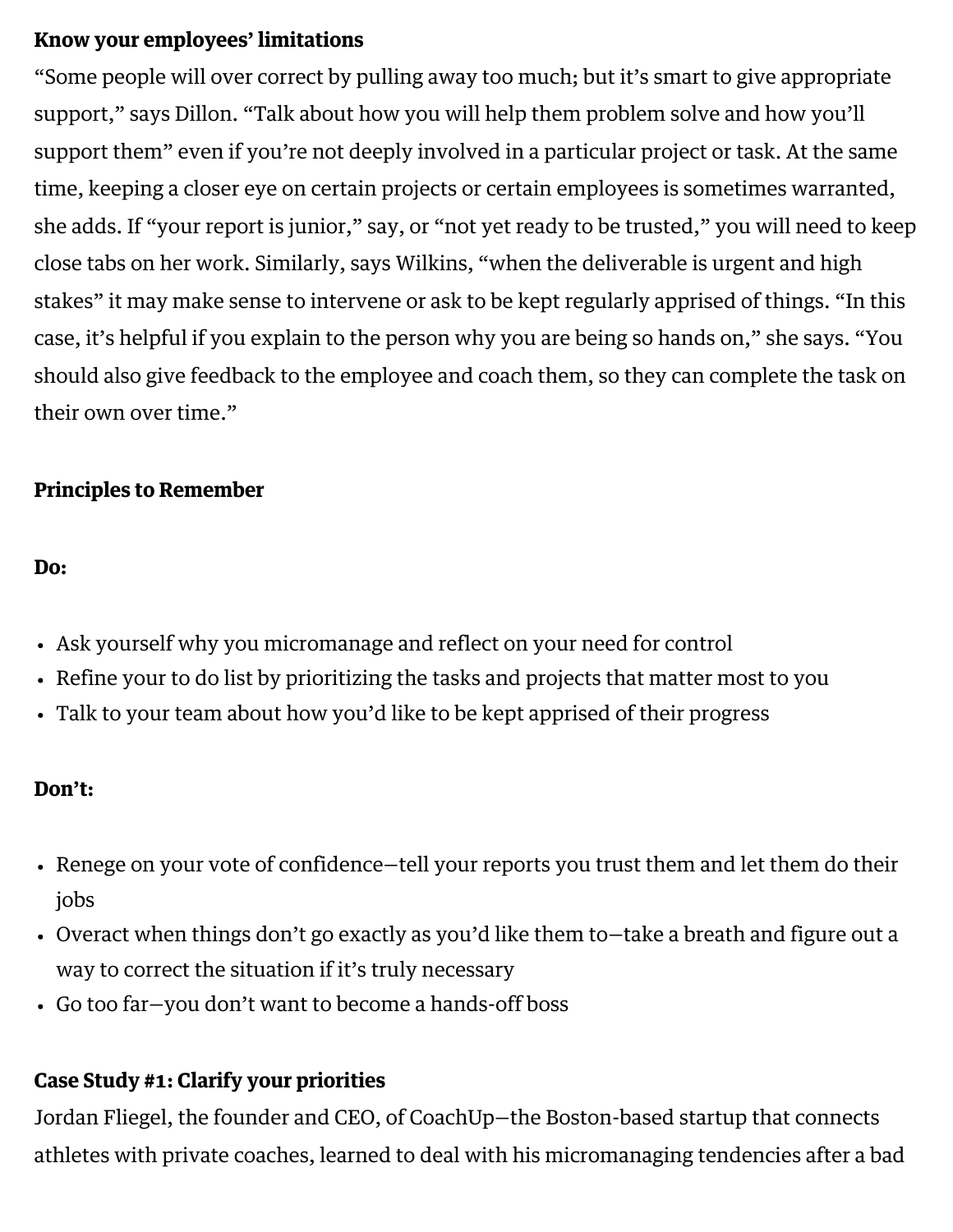**Know your employees' limitations**

"Some people will over correct by pulling away too much; but it's smart to give appropriate support," says Dillon. "Talk about how you will help them problem solve and how you'll support them" even if you're not deeply involved in a particular project or task. At the same time, keeping a closer eye on certain projects or certain employees is sometimes warranted, she adds. If "your report is junior," say, or "not yet ready to be trusted," you will need to keep close tabs on her work. Similarly, says Wilkins, "when the deliverable is urgent and high stakes" it may make sense to intervene or ask to be kept regularly apprised of things. "In this case, it's helpful if you explain to the person why you are being so hands on," she says. "You should also give feedback to the employee and coach them, so they can complete the task on their own over time."

**Principles to Remember**

**Do:**

- Ask yourself why you micromanage and reflect on your need for control
- Refine your to do list by prioritizing the tasks and projects that matter most to you
- Talk to your team about how you'd like to be kept apprised of their progress

**Don't:**

- Renege on your vote of confidence—tell your reports you trust them and let them do their jobs
- Overact when things don't go exactly as you'd like them to—take a breath and figure out a way to correct the situation if it's truly necessary
- Go too far—you don't want to become a hands-off boss

**Case Study #1: Clarify your priorities**

Jordan Fliegel, the founder and CEO, of CoachUp—the Boston-based startup that connects athletes with private coaches, learned to deal with his micromanaging tendencies after a bad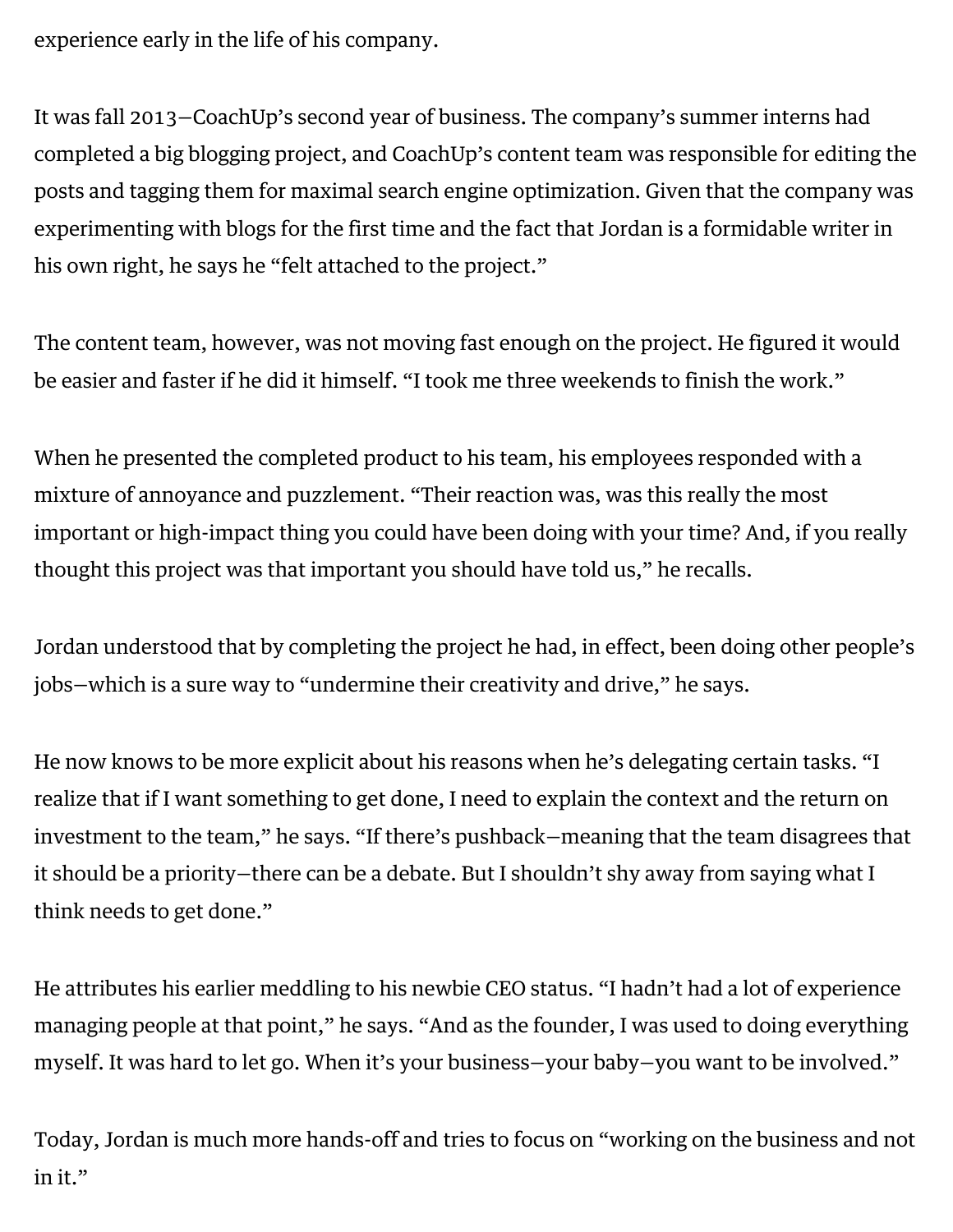experience early in the life of his company.

It was fall 2013—CoachUp's second year of business. The company's summer interns had completed a big blogging project, and CoachUp's content team was responsible for editing the posts and tagging them for maximal search engine optimization. Given that the company was experimenting with blogs for the first time and the fact that Jordan is a formidable writer in his own right, he says he "felt attached to the project."

The content team, however, was not moving fast enough on the project. He figured it would be easier and faster if he did it himself. "I took me three weekends to finish the work."

When he presented the completed product to his team, his employees responded with a mixture of annoyance and puzzlement. "Their reaction was, was this really the most important or high-impact thing you could have been doing with your time? And, if you really thought this project was that important you should have told us," he recalls.

Jordan understood that by completing the project he had, in effect, been doing other people's jobs—which is a sure way to "undermine their creativity and drive," he says.

He now knows to be more explicit about his reasons when he's delegating certain tasks. "I realize that if I want something to get done, I need to explain the context and the return on investment to the team," he says. "If there's pushback—meaning that the team disagrees that it should be a priority—there can be a debate. But I shouldn't shy away from saying what I think needs to get done."

He attributes his earlier meddling to his newbie CEO status. "I hadn't had a lot of experience managing people at that point," he says. "And as the founder, I was used to doing everything myself. It was hard to let go. When it's your business—your baby—you want to be involved."

Today, Jordan is much more hands-off and tries to focus on "working on the business and not in it."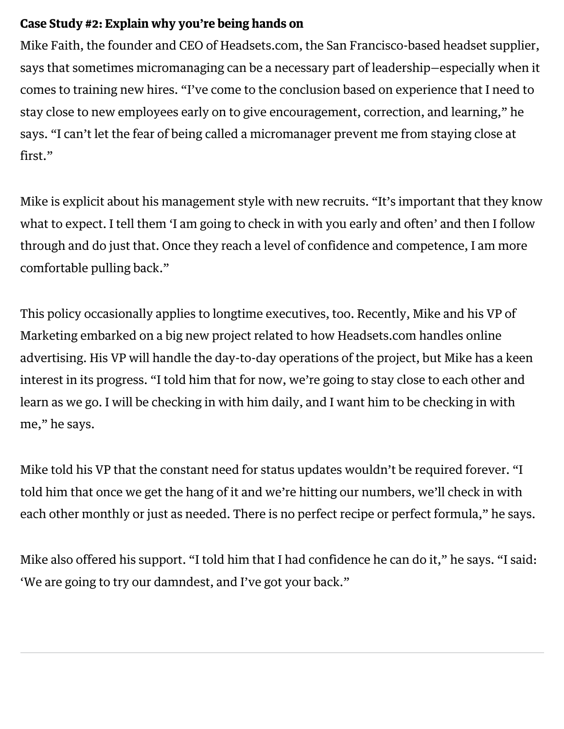**Case Study #2: Explain why you're being hands on**

Mike Faith, the founder and CEO of Headsets.com, the San Francisco-based headset supplier, says that sometimes micromanaging can be a necessary part of leadership—especially when it comes to training new hires. "I've come to the conclusion based on experience that I need to stay close to new employees early on to give encouragement, correction, and learning," he says. "I can't let the fear of being called a micromanager prevent me from staying close at first."

Mike is explicit about his management style with new recruits. "It's important that they know what to expect. I tell them 'I am going to check in with you early and often' and then I follow through and do just that. Once they reach a level of confidence and competence, I am more comfortable pulling back."

This policy occasionally applies to longtime executives, too. Recently, Mike and his VP of Marketing embarked on a big new project related to how Headsets.com handles online advertising. His VP will handle the day-to-day operations of the project, but Mike has a keen interest in its progress. "I told him that for now, we're going to stay close to each other and learn as we go. I will be checking in with him daily, and I want him to be checking in with me," he says.

Mike told his VP that the constant need for status updates wouldn't be required forever. "I told him that once we get the hang of it and we're hitting our numbers, we'll check in with each other monthly or just as needed. There is no perfect recipe or perfect formula," he says.

Mike also offered his support. "I told him that I had confidence he can do it," he says. "I said: 'We are going to try our damndest, and I've got your back."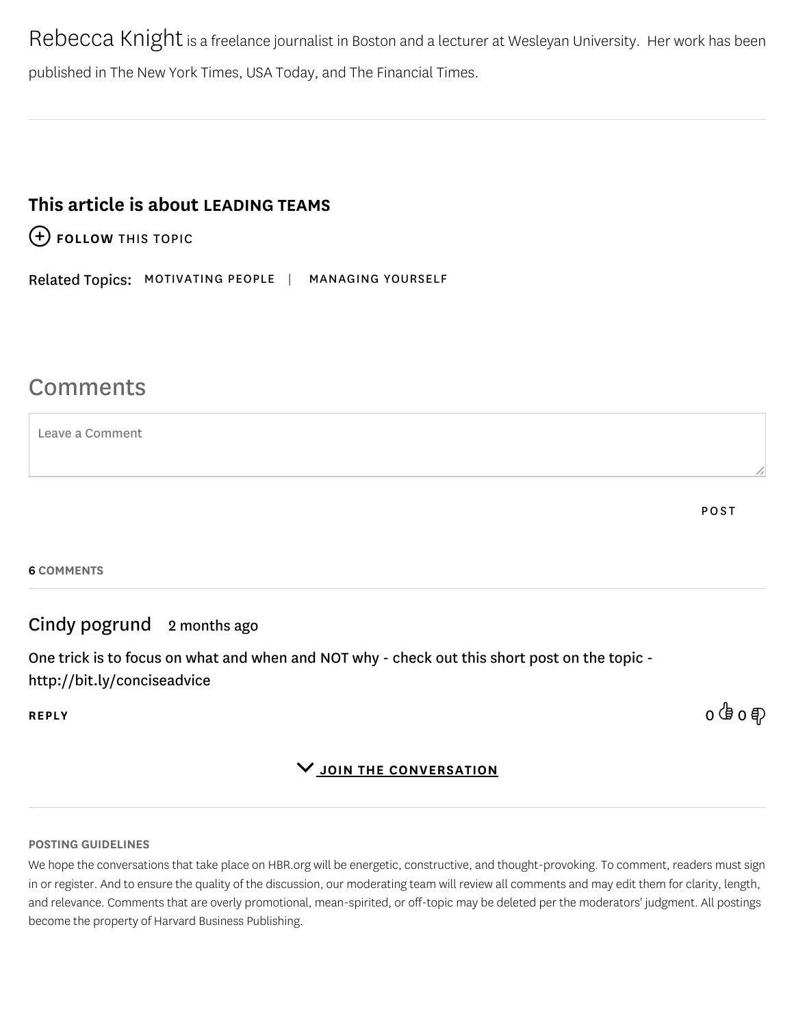Rebecca Knight is a freelance journalist in Boston and a lecturer at Wesleyan University. Her work has been published in The New York Times, USA Today, and The Financial Times.

**This article is about LEADING TEAMS**

⊕ **FOLLOW** THIS TOPIC

Related Topics: MOTIVATING PEOPLE | MANAGING YOURSELF

## Comments

Leave a Comment

POST

**6** COMMENTS

Cindy pogrund 2 months ago

One trick is to focus on what and when and NOT why - check out this short post on the topic - http://bit.ly/conciseadvice

REPLY

0 👍 0 👎

JOIN THE CONVERSATION

**POSTING GUIDELINES**

We hope the conversations that take place on HBR.org will be energetic, constructive, and thought-provoking. To comment, readers must sign in or register. And to ensure the quality of the discussion, our moderating team will review all comments and may edit them for clarity, length, and relevance. Comments that are overly promotional, mean-spirited, or off-topic may be deleted per the moderators' judgment. All postings become the property of Harvard Business Publishing.